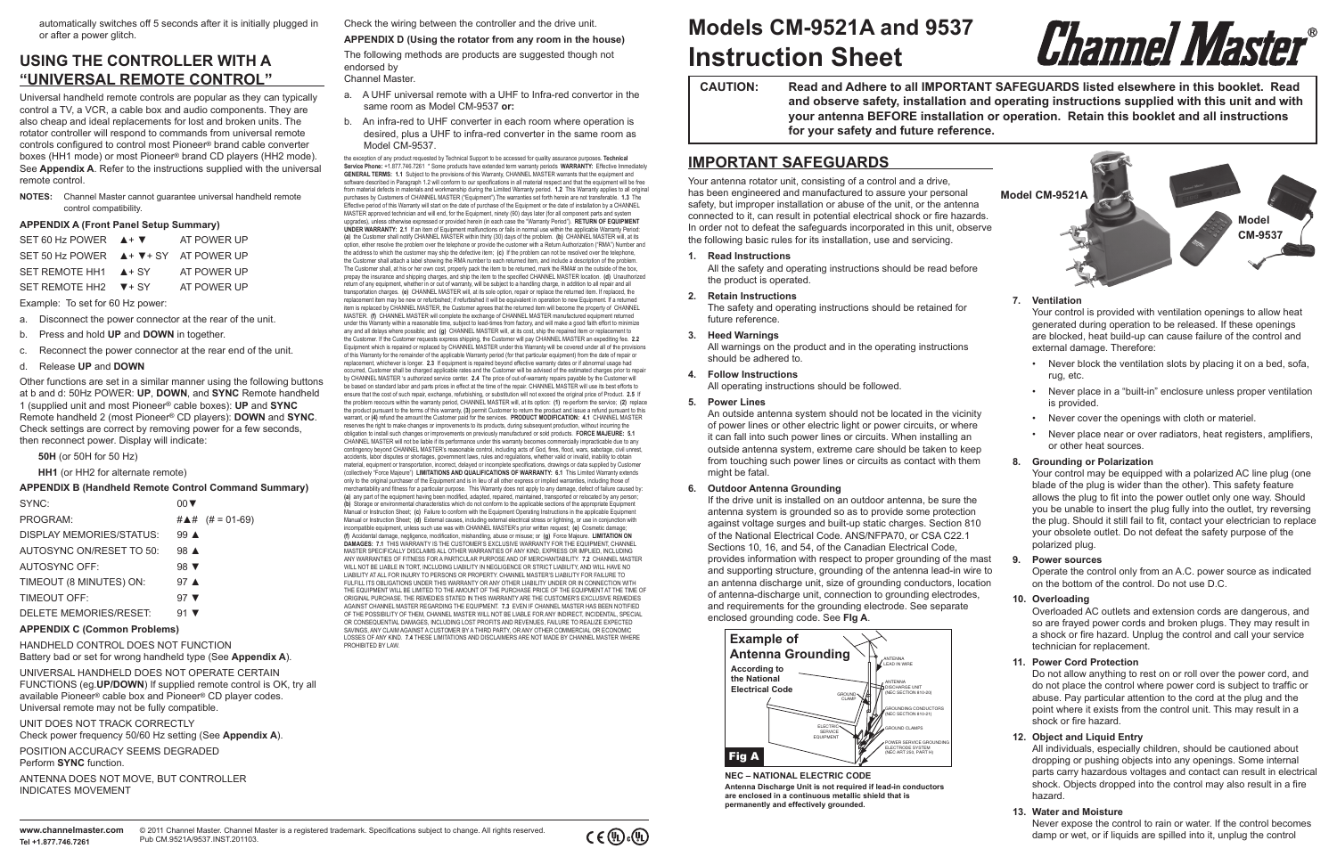automatically switches off 5 seconds after it is initially plugged in or after a power glitch.

## USING THE CONTROLLER WITH A "UNIVERSAL REMOTE CONTROL"

Universal handheld remote controls are popular as they can typically control a TV, a VCR, a cable box and audio components. They are also cheap and ideal replacements for lost and broken units. The rotator controller will respond to commands from universal remote controls configured to control most Pioneer® brand cable converter boxes (HH1 mode) or most Pioneer® brand CD players (HH2 mode). See **Appendix A**. Refer to the instructions supplied with the universal remote control.

**NOTES:** Channel Master cannot guarantee universal handheld remote control compatibility.

### APPENDIX A (Front Panel Setup Summary)

| | | |
|---|---|---|
| SET 60 Hz POWER | ▲+ ▼ | AT POWER UP |
| SET 50 Hz POWER | ▲+ ▼+ SY | AT POWER UP |
| SET REMOTE HH1 | ▲+ SY | AT POWER UP |
| SET REMOTE HH2 | ▼+ SY | AT POWER UP |

Example: To set for 60 Hz power:

a. Disconnect the power connector at the rear of the unit.

b. Press and hold **UP** and **DOWN** in together.

c. Reconnect the power connector at the rear end of the unit.

d. Release **UP** and **DOWN**

Other functions are set in a similar manner using the following buttons at b and d: 50Hz POWER: **UP**, **DOWN**, and **SYNC** Remote handheld 1 (supplied unit and most Pioneer® cable boxes): **UP** and **SYNC** Remote handheld 2 (most Pioneer® CD players): **DOWN** and **SYNC**. Check settings are correct by removing power for a few seconds, then reconnect power. Display will indicate:

**50H** (or 50H for 50 Hz)

**HH1** (or HH2 for alternate remote)

### APPENDIX B (Handheld Remote Control Command Summary)

| | |
|---|---|
| SYNC: | 00▼ |
| PROGRAM: | #▲# (# = 01-69) |
| DISPLAY MEMORIES/STATUS: | 99 ▲ |
| AUTOSYNC ON/RESET TO 50: | 98 ▲ |
| AUTOSYNC OFF: | 98 ▼ |
| TIMEOUT (8 MINUTES) ON: | 97 ▲ |
| TIMEOUT OFF: | 97 ▼ |
| DELETE MEMORIES/RESET: | 91 ▼ |

### APPENDIX C (Common Problems)

HANDHELD CONTROL DOES NOT FUNCTION
Battery bad or set for wrong handheld type (See **Appendix A**).

UNIVERSAL HANDHELD DOES NOT OPERATE CERTAIN FUNCTIONS (eg.**UP/DOWN**) If supplied remote control is OK, try all available Pioneer® cable box and Pioneer® CD player codes. Universal remote may not be fully compatible.

UNIT DOES NOT TRACK CORRECTLY
Check power frequency 50/60 Hz setting (See **Appendix A**).

POSITION ACCURACY SEEMS DEGRADED
Perform **SYNC** function.

ANTENNA DOES NOT MOVE, BUT CONTROLLER INDICATES MOVEMENT
Check the wiring between the controller and the drive unit.

### APPENDIX D (Using the rotator from any room in the house)

The following methods are products are suggested though not endorsed by
Channel Master.

a. A UHF universal remote with a UHF to Infra-red convertor in the same room as Model CM-9537 **or:**

b. An infra-red to UHF converter in each room where operation is desired, plus a UHF to infra-red converter in the same room as Model CM-9537.

the exception of any product requested by Technical Support to be accessed for quality assurance purposes. **Technical Service Phone:** +1.877.746.7261 * Some products have extended term warranty periods **WARRANTY:** Effective Immediately **GENERAL TERMS: 1.1** Subject to the provisions of this Warranty, CHANNEL MASTER warrants that the equipment and software described in Paragraph 1.2 will conform to our specifications in all material respect and that the equipment will be free from material defects in materials and workmanship during the Limited Warranty period. **1.2** This Warranty applies to all original purchases by Customers of CHANNEL MASTER ("Equipment") The warranties set forth herein are not transferable. **1.3** The Effective period of this Warranty will start on the date of purchase of the Equipment or the date of installation by a CHANNEL MASTER approved technician and will end, for the Equipment, ninety (90) days later (for all component parts and system upgrades), unless otherwise expressed or provided herein (in each case the "Warranty Period"). **RETURN OF EQUIPMENT UNDER WARRANTY: 2.1** If an item of Equipment malfunctions or fails in normal use within the applicable Warranty Period: **(a)** the Customer shall notify CHANNEL MASTER within thirty (30) days of the problem. **(b)** CHANNEL MASTER will, at its option, either resolve the problem over the telephone or provide the customer with a Return Authorization ("RMA") Number and the address to which the customer may ship the defective item; **(c)** If the problem can not be resolved over the telephone, the Customer shall attach a label showing the RMA number to each returned item, and include a description of the problem. The Customer shall, at his or her own cost, properly pack the item to be returned, mark the RMA# on the outside of the box, prepay the insurance and shipping charges, and ship the item to the specified CHANNEL MASTER location. **(d)** Unauthorized return of any equipment, whether in or out of warranty, will be subject to a handling charge, in addition to all repair and all transportation charges. **(e)** CHANNEL MASTER will, at its sole option, repair or replace the returned item. If replaced, the replacement item may be new or refurbished; if refurbished it will be equivalent in operation to new Equipment. If a returned item is replaced by CHANNEL MASTER, the Customer agrees that the returned item will become the property of CHANNEL MASTER. **(f)** CHANNEL MASTER will complete the exchange of CHANNEL MASTER manufactured equipment returned under this Warranty within a reasonable time, subject to lead-times from factory, and will make a good faith effort to minimize any and all delays where possible; and **(g)** CHANNEL MASTER will, at its cost, ship the repaired item or replacement to the Customer. If the Customer requests express shipping, the Customer will pay CHANNEL MASTER an expediting fee. **2.2** Equipment which is repaired or replaced by CHANNEL MASTER under this Warranty will be covered under all of the provisions of this Warranty for the remainder of the applicable Warranty period (for that particular equipment) from the date of repair or replacement, whichever is longer. **2.3** If equipment is repaired beyond effective warranty dates or if abnormal usage had occurred, Customer shall be charged applicable rates and the Customer will be advised of the estimated charges prior to repair by CHANNEL MASTER 's authorized service center. **2.4** The price of out-of-warranty repairs payable by the Customer will be based on standard labor and parts prices in effect at the time of the repair. CHANNEL MASTER will use its best efforts to ensure that the cost of such repair, exchange, refurbishing, or substitution will not exceed the original price of Product. **2.5** If the problem reoccurs within the warranty period, CHANNEL MASTER will, at its option: **(1)** re-perform the service; **(2)** replace the product pursuant to the terms of this warranty, **(3)** permit Customer to return the product and issue a refund pursuant to this warrant, or **(4)** refund the amount the Customer paid for the services. **PRODUCT MODIFICATION: 4.1** CHANNEL MASTER reserves the right to make changes or improvements to its products, during subsequent production, without incurring the obligation to install such changes or improvements on previously manufactured or sold products. **FORCE MAJEURE: 5.1** CHANNEL MASTER will not be liable if its performance under this warranty becomes commercially impracticable due to any contingency beyond CHANNEL MASTER's reasonable control, including acts of God, fires, flood, wars, sabotage, civil unrest, accidents, labor disputes or shortages, government laws, rules and regulations, whether valid or invalid, inability to obtain material, equipment or transportation, incorrect, delayed or incomplete specifications, drawings or data supplied by Customer (collectively "Force Majeure"). **LIMITATIONS AND QUALIFICATIONS OF WARRANTY: 6.1** This Limited Warranty extends only to the original purchaser of the Equipment and is in lieu of all other express or implied warranties, including those of merchantability and fitness for a particular purpose. This Warranty does not apply to any damage, defect of failure caused by: **(a)** any part of the equipment having been modified, adapted, repaired, maintained, transported or relocated by any person; **(b)** Storage or environmental characteristics which do not conform to the applicable sections of the appropriate Equipment Manual or Instruction Sheet; **(c)** Failure to conform with the Equipment Operating Instructions in the applicable Equipment Manual or Instruction Sheet; **(d)** External causes, including external electrical stress or lightning, or use in conjunction with incompatible equipment, unless such use was with CHANNEL MASTER's prior written request; **(e)** Cosmetic damage; **(f)** Accidental damage, negligence, modification, mishandling, abuse or misuse; or **(g)** Force Majeure. **LIMITATION ON DAMAGES: 7.1** THIS WARRANTY IS THE CUSTOMER'S EXCLUSIVE WARRANTY FOR THE EQUIPMENT, CHANNEL MASTER SPECIFICALLY DISCLAIMS ALL OTHER WARRANTIES OF ANY KIND, EXPRESS OR IMPLIED, INCLUDING ANY WARRANTIES OF FITNESS FOR A PARTICULAR PURPOSE AND OF MERCHANTABILITY. **7.2** CHANNEL MASTER WILL NOT BE LIABLE IN TORT, INCLUDING LIABILITY IN NEGLIGENCE OR STRICT LIABILITY, AND WILL HAVE NO LIABILITY AT ALL FOR INJURY TO PERSONS OR PROPERTY. CHANNEL MASTER'S LIABILITY FOR FAILURE TO FULFILL ITS OBLIGATIONS UNDER THIS WARRANTY OR ANY OTHER LIABILITY UNDER OR IN CONNECTION WITH THE EQUIPMENT WILL BE LIMITED TO THE AMOUNT OF THE PURCHASE PRICE OF THE EQUIPMENT AT THE TIME OF ORIGINAL PURCHASE. THE REMEDIES STATED IN THIS WARRANTY ARE THE CUSTOMER'S EXCLUSIVE REMEDIES AGAINST CHANNEL MASTER REGARDING THE EQUIPMENT. **7.3** EVEN IF CHANNEL MASTER HAS BEEN NOTIFIED OF THE POSSIBILITY OF THEM, CHANNEL MASTER WILL NOT BE LIABLE FOR ANY INDIRECT, INCIDENTAL, SPECIAL OR CONSEQUENTIAL DAMAGES, INCLUDING LOST PROFITS AND REVENUES, FAILURE TO REALIZE EXPECTED SAVINGS, ANY CLAIM AGAINST A CUSTOMER BY A THIRD PARTY, OR ANY OTHER COMMERCIAL OR ECONOMIC LOSSES OF ANY KIND. **7.4** THESE LIMITATIONS AND DISCLAIMERS ARE NOT MADE BY CHANNEL MASTER WHERE PROHIBITED BY LAW.

www.channelmaster.com
Tel +1.877.746.7261

© 2011 Channel Master. Channel Master is a registered trademark. Specifications subject to change. All rights reserved.
Pub CM.9521A/9537.INST.201103.

# Models CM-9521A and 9537 Instruction Sheet

Channel Master®

**CAUTION:** **Read and Adhere to all IMPORTANT SAFEGUARDS listed elsewhere in this booklet. Read and observe safety, installation and operating instructions supplied with this unit and with your antenna BEFORE installation or operation. Retain this booklet and all instructions for your safety and future reference.**

## IMPORTANT SAFEGUARDS

Your antenna rotator unit, consisting of a control and a drive, has been engineered and manufactured to assure your personal safety, but improper installation or abuse of the unit, or the antenna connected to it, can result in potential electrical shock or fire hazards. In order not to defeat the safeguards incorporated in this unit, observe the following basic rules for its installation, use and servicing.

1. **Read Instructions**
   All the safety and operating instructions should be read before the product is operated.

2. **Retain Instructions**
   The safety and operating instructions should be retained for future reference.

3. **Heed Warnings**
   All warnings on the product and in the operating instructions should be adhered to.

4. **Follow Instructions**
   All operating instructions should be followed.

5. **Power Lines**
   An outside antenna system should not be located in the vicinity of power lines or other electric light or power circuits, or where it can fall into such power lines or circuits. When installing an outside antenna system, extreme care should be taken to keep from touching such power lines or circuits as contact with them might be fatal.

6. **Outdoor Antenna Grounding**
   If the drive unit is installed on an outdoor antenna, be sure the antenna system is grounded so as to provide some protection against voltage surges and built-up static charges. Section 810 of the National Electrical Code. ANS/NFPA70, or CSA C22.1 Sections 10, 16, and 54, of the Canadian Electrical Code, provides information with respect to proper grounding of the mast and supporting structure, grounding of the antenna lead-in wire to an antenna discharge unit, size of grounding conductors, location of antenna-discharge unit, connection to grounding electrodes, and requirements for the grounding electrode. See separate enclosed grounding code. See **Fig A**.

**Example of Antenna Grounding According to the National Electrical Code**

ANTENNA LEAD IN WIRE; GROUND CLAMP; ANTENNA DISCHARGE UNIT (NEC SECTION 810-20); ELECTRIC SERVICE EQUIPMENT; GROUNDING CONDUCTORS (NEC SECTION 810-21); GROUND CLAMPS; POWER SERVICE GROUNDING ELECTRODE SYSTEM (NEC ART 250, PART H)

**Fig A**

**NEC – NATIONAL ELECTRIC CODE**
**Antenna Discharge Unit is not required if lead-in conductors are enclosed in a continuous metallic shield that is permanently and effectively grounded.**

**Model CM-9521A**

**Model CM-9537**

7. **Ventilation**
   Your control is provided with ventilation openings to allow heat generated during operation to be released. If these openings are blocked, heat build-up can cause failure of the control and external damage. Therefore:
   - Never block the ventilation slots by placing it on a bed, sofa, rug, etc.
   - Never place in a "built-in" enclosure unless proper ventilation is provided.
   - Never cover the openings with cloth or materiel.
   - Never place near or over radiators, heat registers, amplifiers, or other heat sources.

8. **Grounding or Polarization**
   Your control may be equipped with a polarized AC line plug (one blade of the plug is wider than the other). This safety feature allows the plug to fit into the power outlet only one way. Should you be unable to insert the plug fully into the outlet, try reversing the plug. Should it still fail to fit, contact your electrician to replace your obsolete outlet. Do not defeat the safety purpose of the polarized plug.

9. **Power sources**
   Operate the control only from an A.C. power source as indicated on the bottom of the control. Do not use D.C.

10. **Overloading**
    Overloaded AC outlets and extension cords are dangerous, and so are frayed power cords and broken plugs. They may result in a shock or fire hazard. Unplug the control and call your service technician for replacement.

11. **Power Cord Protection**
    Do not allow anything to rest on or roll over the power cord, and do not place the control where power cord is subject to traffic or abuse. Pay particular attention to the cord at the plug and the point where it exists from the control unit. This may result in a shock or fire hazard.

12. **Object and Liquid Entry**
    All individuals, especially children, should be cautioned about dropping or pushing objects into any openings. Some internal parts carry hazardous voltages and contact can result in electrical shock. Objects dropped into the control may also result in a fire hazard.

13. **Water and Moisture**
    Never expose the control to rain or water. If the control becomes damp or wet, or if liquids are spilled into it, unplug the control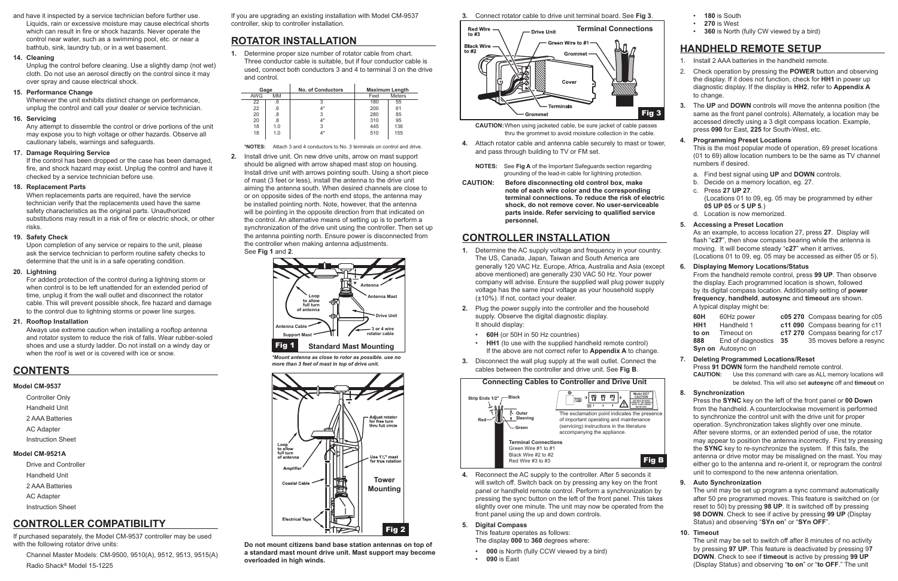and have it inspected by a service technician before further use. Liquids, rain or excessive moisture may cause electrical shorts which can result in fire or shock hazards. Never operate the control near water, such as a swimming pool, etc. or near a bathtub, sink, laundry tub, or in a wet basement.

**14. Cleaning**

Unplug the control before cleaning. Use a slightly damp (not wet) cloth. Do not use an aerosol directly on the control since it may over spray and cause electrical shock.

**15. Performance Change**

Whenever the unit exhibits distinct change on performance, unplug the control and call your dealer or service technician.

**16. Servicing**

Any attempt to dissemble the control or drive portions of the unit may expose you to high voltage or other hazards. Observe all cautionary labels, warnings and safeguards.

**17. Damage Requiring Service**

If the control has been dropped or the case has been damaged, fire, and shock hazard may exist. Unplug the control and have it checked by a service technician before use.

**18. Replacement Parts**

When replacements parts are required, have the service technician verify that the replacements used have the same safety characteristics as the original parts. Unauthorized substitutions may result in a risk of fire or electric shock, or other risks.

**19. Safety Check**

Upon completion of any service or repairs to the unit, please ask the service technician to perform routine safety checks to determine that the unit is in a safe operating condition.

**20. Lightning**

For added protection of the control during a lightning storm or when control is to be left unattended for an extended period of time, unplug it from the wall outlet and disconnect the rotator cable. This will prevent possible shock, fire hazard and damage to the control due to lightning storms or power line surges.

**21. Rooftop Installation**

Always use extreme caution when installing a rooftop antenna and rotator system to reduce the risk of falls. Wear rubber-soled shoes and use a sturdy ladder. Do not install on a windy day or when the roof is wet or is covered with ice or snow.

## CONTENTS

**Model CM-9537**

- Controller Only
- Handheld Unit
- 2 AAA Batteries
- AC Adapter
- Instruction Sheet

**Model CM-9521A**

- Drive and Controller
- Handheld Unit
- 2 AAA Batteries
- AC Adapter
- Instruction Sheet

## CONTROLLER COMPATIBILITY

If purchased separately, the Model CM-9537 controller may be used with the following rotator drive units:

Channel Master Models: CM-9500, 9510(A), 9512, 9513, 9515(A)

Radio Shack® Model 15-1225

If you are upgrading an existing installation with Model CM-9537 controller, skip to controller installation.

## ROTATOR INSTALLATION

**1.** Determine proper size number of rotator cable from chart. Three conductor cable is suitable, but if four conductor cable is used, connect both conductors 3 and 4 to terminal 3 on the drive and control.

| Gage AWG | Gage MM | No. of Conductors | Maximum Length Feet | Maximum Length Meters |
|---|---|---|---|---|
| 22 | .6 | 3 | 180 | 55 |
| 22 | .6 | 4* | 200 | 61 |
| 20 | .8 | 3 | 280 | 85 |
| 20 | .8 | 4* | 310 | 95 |
| 18 | 1.0 | 3 | 445 | 136 |
| 18 | 1.0 | 4* | 510 | 155 |

***NOTES:** Attach 3 and 4 conductors to No. 3 terminals on control and drive.

**2.** Install drive unit. On new drive units, arrow on mast support should be aligned with arrow shaped mast stop on housing. Install drive unit with arrows pointing south. Using a short piece of mast (3 feet or less), install the antenna to the drive unit aiming the antenna south. When desired channels are close to or on opposite sides of the north end stops, the antenna may be installed pointing north. Note, however, that the antenna will be pointing in the opposite direction from that indicated on the control. An alternative means of setting up is to perform a synchronization of the drive unit using the controller. Then set up the antenna pointing north. Ensure power is disconnected from the controller when making antenna adjustments. See **Fig 1** and **2**.

Fig 1 Standard Mast Mounting

*Mount antenna as close to rotor as possible. use no more than 3 feet of mast in top of drive unit.*

Fig 2 Tower Mounting

**Do not mount citizens band base station antennas on top of a standard mast mount drive unit. Mast support may become overloaded in high winds.**

**3.** Connect rotator cable to drive unit terminal board. See **Fig 3**.

Fig 3 Terminal Connections

**CAUTION:** When using jacketed cable, be sure jacket of cable passes thru the grommet to avoid moisture collection in the cable.

**4.** Attach rotator cable and antenna cable securely to mast or tower, and pass through building to TV or FM set.

**NOTES:** See **Fig A** of the Important Safeguards section regarding grounding of the lead-in cable for lightning protection.

**CAUTION: Before disconnecting old control box, make note of each wire color and the corresponding terminal connections. To reduce the risk of electric shock, do not remove cover. No user-serviceable parts inside. Refer servicing to qualified service personnel.**

## CONTROLLER INSTALLATION

**1.** Determine the AC supply voltage and frequency in your country. The US, Canada, Japan, Taiwan and South America are generally 120 VAC Hz. Europe, Africa, Australia and Asia (except above mentioned) are generally 230 VAC 50 Hz. Your power company will advise. Ensure the supplied wall plug power supply voltage has the same input voltage as your household supply (±10%). If not, contact your dealer.

**2.** Plug the power supply into the controller and the household supply. Observe the digital diagnostic display. It should display:

- **60H** (or 50H in 50 Hz countries)
- **HH1** (to use with the supplied handheld remote control) If the above are not correct refer to **Appendix A** to change.

**3.** Disconnect the wall plug supply at the wall outlet. Connect the cables between the controller and drive unit. See **Fig B**.

Fig B Connecting Cables to Controller and Drive Unit

The exclamation point indicates the presence of important operating and maintenance (servicing) instructions in the literature accompanying the appliance.

Terminal Connections: Green Wire #1 to #1, Black Wire #2 to #2, Red Wire #3 to #3

**4.** Reconnect the AC supply to the controller. After 5 seconds it will switch off. Switch back on by pressing any key on the front panel or handheld remote control. Perform a synchronization by pressing the sync button on the left of the front panel. This takes slightly over one minute. The unit may now be operated from the front panel using the up and down controls.

**5. Digital Compass**

This feature operates as follows:
The display **000** to **360** degrees where:

- **000** is North (fully CCW viewed by a bird)
- **090** is East
- **180** is South
- **270** is West
- **360** is North (fully CW viewed by a bird)

## HANDHELD REMOTE SETUP

1. Install 2 AAA batteries in the handheld remote.
2. Check operation by pressing the **POWER** button and observing the display. If it does not function, check for **HH1** in power up diagnostic display. If the display is **HH2**, refer to **Appendix A** to change.
3. The **UP** and **DOWN** controls will move the antenna position (the same as the front panel controls). Alternately, a location may be accessed directly using a 3 digit compass location. Example, press **090** for East, **225** for South-West, etc.
4. **Programming Preset Locations**

   This is the most popular mode of operation, 69 preset locations (01 to 69) allow location numbers to be the same as TV channel numbers if desired.

   a. Find best signal using **UP** and **DOWN** controls.
   b. Decide on a memory location, eg. 27.
   c. Press **27 UP 27**.
   (Locations 01 to 09, eg. 05 may be programmed by either **05 UP 05** or **5 UP 5**.)
   d. Location is now memorized.

5. **Accessing a Preset Location**

   As an example, to access location 27, press **27**. Display will flash "**c27**", then show compass bearing while the antenna is moving. It will become steady "**c27**" when it arrives. (Locations 01 to 09, eg. 05 may be accessed as either 05 or 5).

6. **Displaying Memory Locations/Status**

   From the handheld remote control, press **99 UP**. Then observe the display. Each programmed location is shown, followed by its digital compass location. Additionally setting of **power frequency**, **handheld**, **autosync** and **timeout** are shown. A typical display might be:

| | | | |
|---|---|---|---|
| **60H** | 60Hz power | **c05 270** | Compass bearing for c05 |
| **HH1** | Handheld 1 | **c11 090** | Compass bearing for c11 |
| **to on** | Timeout on | **c17 270** | Compass bearing for c17 |
| **888** | End of diagnostics | **35** | 35 moves before a resync |
| **Syn on** | Autosync on | | |

7. **Deleting Programmed Locations/Reset**

   Press **91 DOWN** form the handheld remote control.
   **CAUTION:** Use this command with care as ALL memory locations will be deleted. This will also set **autosync** off and **timeout** on

8. **Synchronization**

   Press the **SYNC** key on the left of the front panel or **00 Down** from the handheld. A counterclockwise movement is performed to synchronize the control unit with the drive unit for proper operation. Synchronization takes slightly over one minute. After severe storms, or an extended period of use, the rotator may appear to position the antenna incorrectly. First try pressing the **SYNC** key to re-synchronize the system. If this fails, the antenna or drive motor may be misaligned on the mast. You may either go to the antenna and re-orient it, or reprogram the control unit to correspond to the new antenna orientation.

9. **Auto Synchronization**

   The unit may be set up program a sync command automatically after 50 pre programmed moves. This feature is switched on (or reset to 50) by pressing **98 UP**. It is switched off by pressing **98 DOWN**. Check to see if active by pressing **99 UP** (Display Status) and observing "**SYn on**" or "**SYn OFF**".

10. **Timeout**

    The unit may be set to switch off after 8 minutes of no activity by pressing **97 UP**. This feature is deactivated by pressing 9**7 DOWN**. Check to see if **timeout** is active by pressing **99 UP** (Display Status) and observing "**to on**" or "**to OFF**." The unit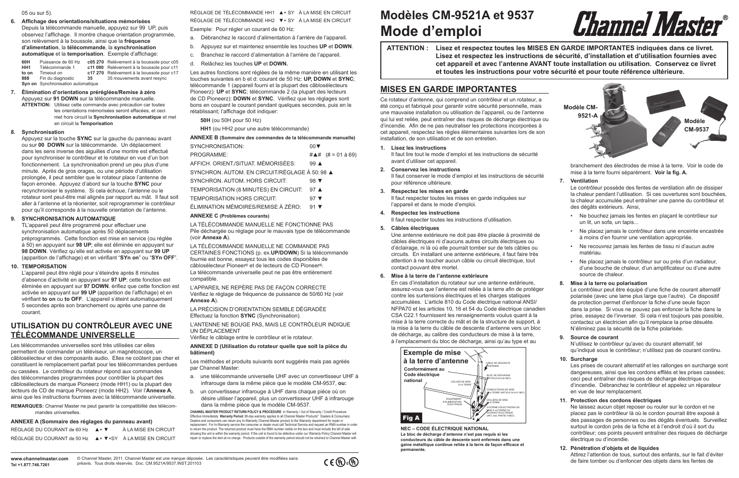05 ou sur 5).

**6. Affichage des orientations/situations mémorisées**
Depuis la télécommande manuelle, appuyez sur 99 UP, puis observez l'affichage. Il montre chaque orientation programmée, son relèvement à la boussole, ainsi que la **fréquence d'alimentation**, la **télécommande**, la **synchronisation automatique** et la **temporisation**. Exemple d'affichage:

| | | | |
|---|---|---|---|
| **60H** | Puissance de 60 Hz | **c05 270** | Relèvement à la boussole pour c05 |
| **HH1** | Télécommande 1 | **c11 090** | Relèvement à la boussole pour c11 |
| **to on** | Timeout on | **c17 270** | Relèvement à la boussole pour c17 |
| **888** | Fin du diagnostic | **35** | 35 mouvements avant resync |
| **Syn on** | Synchronisation automatique | | |

**7. Élimination d'orientations préréglées/Remise à zéro**
Appuyez sur **91 DOWN** sur la télécommande manuelle.
**ATTENTION:** Utilisez cette commande avec précaution car toutes les orientations mémorisées seront effacées, et ceci met hors circuit la **Synchronisation automatique** et met en circuit la **Temporisation**

**8. Synchronisation**
Appuyez sur la touche **SYNC** sur la gauche du panneau avant ou sur **00 DOWN** sur la télécommande. Un déplacement dans les sens inverse des aiguilles d'une montre est effectué pour synchroniser le contrôleur et le rotateur en vue d'un bon fonctionnement. La synchronisation prend un peu plus d'une minute. Après de gros orages, ou une période d'utilisation prolongée, il peut sembler que le rotateur place l'antenne de façon erronée. Appuyez d'abord sur la touche **SYNC** pour recynchroniser le système. Si cela échoue, l'antenne ou le rotateur sont peut-être mal alignés par rapport au mât. Il faut soit aller à l'antenne et la réorienter, soit reprogrammer le contrôleur pour qu'il corresponde à la nouvelle orientation de l'antenne.

**9. SYNCHRONISATION AUTOMATIQUE**
TL'appareil peut être programmé pour effectuer une synchronisation automatique après 50 déplacements préprogrammés. Cette fonction est mise en service (ou réglée à 50) en appuyant sur **98 UP**; elle est éliminée en appuyant sur **98 DOWN**. Vérifiez qu'elle est activée en appuyant sur **99 UP** (apparition de l'affichage) et en vérifiant "**SYn on**" ou "**SYn OFF**".

**10. TEMPORISATION**
L'appareil peut être réglé pour s'éteindre après 8 minutes d'absence d'activité en appuyant sur **97 UP**; cette fonction est éliminée en appuyant sur **97 DOWN**. érifiez que cette fonction est activée en appuyant sur **99 UP** (apparition de l'affichage) et en vérifiant **to on** ou **to OFF**. L'appareil s'éteint automatiquement 5 secondes après son branchement ou après une panne de courant.

## UTILISATION DU CONTRÔLEUR AVEC UNE TÉLÉCOMMANDE UNIVERSELLE

Les télécommandes universelles sont très utilisées car elles permettent de commander un téléviseur, un magnétoscope, un câblosélecteur et des composants audio. Elles ne coûtent pas cher et constituent le remplacement parfait pour les télécommandes perdues ou cassées. Le contrôleur du rotateur répond aux commandes des télécommandes programmées pour contrôler la plupart des câblosélecteurs de marque Pioneerz (mode HH1) ou la plupart des lecteurs de CD de marque Pioneerz (mode HH2). Voir l'**Annexe A**, ainsi que les instructions fournies avec la télécommande universelle.

**REMARQUES:** Channel Master ne peut garantir la compatibilité des télécommandes universelles.

**ANNEXE A (Sommaire des réglages du panneau avant)**

| | | |
|---|---|---|
| RÉGLAGE DU COURANT de 60 Hz | ▲+ ▼ | À LA MISE EN CIRCUIT |
| RÉGLAGE DU COURANT de 50 Hz | ▲+ ▼+SY | À LA MISE EN CIRCUIT |
| RÉGLAGE DE TÉLÉCOMMANDE HH1 | ▲+ SY | À LA MISE EN CIRCUIT |
| RÉGLAGE DE TÉLÉCOMMANDE HH2 | ▼+ SY | À LA MISE EN CIRCUIT |

Exemple: Pour régler un courant de 60 Hz:

a. Débranchez le raccord d'alimentation à l'arrière de l'appareil.
b. Appuyez sur et maintenez ensemble les touches **UP** et **DOWN**.
c. Branchez le raccord d'alimentation à l'arrière de l'appareil.
d. Relâchez les touches **UP** et **DOWN.**

Les autres fonctions sont réglées de la même manière en utilisant les touches suivantes en b et d: courant de 50 Hz: **UP, DOWN** et **SYNC**; télécommande 1 (appareil fourni et la plupart des câblosélecteurs Pioneerz): **UP** et **SYNC**; télécommande 2 (la plupart des lecteurs de CD Pioneerz): **DOWN** et **SYNC**. Vérifiez que les réglages sont bons en coupant le courant pendant quelques secondes, puis en le rétablissant; l'affichage doit indiquer:

**50H** (ou 50H pour 50 Hz)

**HH1** (ou HH2 pour une autre télécommande)

**ANNEXE B (Sommaire des commandes de la télécommande manuelle)**

| | |
|---|---|
| SYNCHRONISATION: | 00▼ |
| PROGRAMME: | #▲# (# = 01 à 69) |
| AFFICH. ORIENT./SITUAT. MÉMORISÉES: | 99 ▲ |
| SYNCHRON. AUTOM. EN CIRCUIT/RÉGLAGE À 50: | 98 ▲ |
| SYNCHRON. AUTOM. HORS CIRCUIT: | 98 ▼ |
| TEMPORISATION (8 MINUTES) EN CIRCUIT: | 97 ▲ |
| TEMPORISATION HORS CIRCUIT: | 97 ▼ |
| ÉLIMINATION MÉMOIRES/REMISE À ZÉRO: | 91 ▼ |

**ANNEXE C (Problèmes courants)**

LA TÉLÉCOMMANDE MANUELLE NE FONCTIONNE PAS
Pile déchargée ou réglage pour le mauvais type de télécommande (voir **Annexe A**).

LA TÉLÉCOMMANDE MANUELLE NE COMMANDE PAS CERTAINES FONCTIONS (p. ex.**UP/DOWN**) Si la télécommande fournie est bonne, essayez tous les codes disponibles de câblosélecteur Pioneer® et de lecteurs de CD Pioneer®. La télécommande universelle peut ne pas être entièrement compatible.

L'APPAREIL NE REPÈRE PAS DE FAÇON CORRECTE
Vérifiez le réglage de fréquence de puissance de 50/60 Hz (voir **Annexe A**).

LA PRÉCISION D'ORIENTATION SEMBLE DÉGRADÉE
Effectuez la fonction **SYNC** (Synchronisation).

L'ANTENNE NE BOUGE PAS, MAIS LE CONTRÔLEUR INDIQUE UN DÉPLACEMENT
Vérifiez le câblage entre le contrôleur et le rotateur.

**ANNEXE D (Utilisation du rotateur quelle que soit la pièce du bâtiment)**

Les méthodes et produits suivants sont suggérés mais pas agréés par Channel Master:

a. une télécommande universelle UHF avec un convertisseur UHF à infrarouge dans la même pièce que le modèle CM-9537, **ou:**
b. un convertisseur infrarouge à UHF dans chaque pièce où on désire utiliser l'appareil, plus un convertisseur UHF à infrarouge dans la même pièce que le modèle CM-9537.

**CHANNEL MASTER PRODUCT RETURN POLICY & PROCEDURE** In Warranty / Out of Warranty / Credit Procedure Effective Immediately **Warranty Period:** 90-day warranty applies to all Channel Master Products* Dealers & Consumers: Dealers and consumers can return any In-Warranty Channel Master product to the Warranty department for repair or replacement. For In-Warranty service the consumer or dealer must call Technical Service and request an RMA number in order to return the product. The returned product must have the RMA number visible on the box and must include the bill of sale showing the unit is within the warranty period. If the unit is found to be defective under our Warranty Policy Channel Master will repair or replace the item at no charge. Products outside of the warranty period should not be returned to Channel Master with

# Modèles CM-9521A et 9537
# Mode d'emploi

Channel Master®

**ATTENTION : Lisez et respectez toutes les MISES EN GARDE IMPORTANTES indiquées dans ce livret. Lisez et respectez les instructions de sécurité, d'installation et d'utilisation fournies avec cet appareil et avec l'antenne AVANT toute installation ou utilisation. Conservez ce livret et toutes les instructions pour votre sécurité et pour toute référence ultérieure.**

## MISES EN GARDE IMPORTANTES

Ce rotateur d'antenne, qui comprend un contrôleur et un rotateur, a été conçu et fabriqué pour garantir votre sécurité personnelle, mais une mauvaise installation ou utilisation de l'appareil, ou de l'antenne qui lui est reliée, peut entraîner des risques de décharge électrique ou d'incendie. Afin de ne pas neutraliser les protections incorporées à cet appareil, respectez les règles élémentaires suivantes lors de son installation, de son utilisation et de son entretien.

**1. Lisez les instructions**
Il faut lire tout le mode d'emploi et les instructions de sécurité avant d'utiliser cet appareil.

**2. Conservez les instructions**
Il faut conserver le mode d'emploi et les instructions de sécurité pour référence ultérieure.

**3. Respectez les mises en garde**
Il faut respecter toutes les mises en garde indiquées sur l'appareil et dans le mode d'emploi.

**4. Respectez les instructions**
Il faut respecter toutes les instructions d'utilisation.

**5. Câbles électriques**
Une antenne extérieure ne doit pas être placée à proximité de câbles électriques ni d'aucuns autres circuits électriques ou d'éclairage, ni là où elle pourrait tomber sur de tels câbles ou circuits. En installant une antenne extérieure, il faut faire très attention à ne toucher aucun câble ou circuit électrique, tout contact pouvant être mortel.

**6. Mise à la terre de l'antenne extérieure**
En cas d'installation du rotateur sur une antenne extérieure, assurez-vous que l'antenne est reliée à la terre afin de protéger contre les surtensions électriques et les charges statiques accumulées. L'article 810 du Code électrique national ANSI/NFPA70 et les articles 10, 16 et 54 du Code électrique canadien CSA C22.1 fournissent les renseignements voulus quant à la mise à la terre correcte du mât et de la structure de support, à la mise à la terre du câble de descente d'antenne vers un bloc de décharge, au calibre des conducteurs de mise à la terre, à l'emplacement du bloc de décharge, ainsi qu'au type et au

**Exemple de mise à la terre d'antenne**
**Conformément au Code électrique national**

CÂBLE DE DESCENTE D'ANTENNE
BLOC DE DÉCHARGE (ARTICLE 810-20 NEC)
COLLIER DE MISE À LA TERRE
CONDUCTEURS DE MISE À LA TERRE (ARTICLE 810-21 NEC)
COLLIERS DE MISE À LA TERRE
ÉQUIPEMENT D'ALIMENTATION ÉLECTRIQUE
SYSTÈME D'ÉLECTRODES DE MISE À LA TERRE DU COURANT ÉLECTRIQUE (ART. 250, PARTIE H NEC)

**Fig A**

**NEC – CODE ÉLECTRIQUE NATIONAL**
**Le bloc de décharge d'antenne n'est pas requis si les conducteurs du câble de descente sont enfermés dans une gaine métallique continue reliée à la terre de façon efficace et permanente.**

**Modèle CM-9521-A**
**Modèle CM-9537**

branchement des électrodes de mise à la terre. Voir le code de mise à la terre fourni séparément. **Voir la fig. A.**

**7. Ventilation**
Le contrôleur possède des fentes de ventilation afin de dissiper la chaleur pendant l'utilisation. Si ces ouvertures sont bouchées, la chaleur accumulée peut entraîner une panne du contrôleur et des dégâts extérieurs. Ainsi,

- Ne bouchez jamais les fentes en plaçant le contrôleur sur un lit, un sofa, un tapis...
- Ne placez jamais le contrôleur dans une enceinte encastrée à moins d'en fournir une ventilation appropriée.
- Ne recouvrez jamais les fentes de tissu ni d'aucun autre matériau.
- Ne placez jamais le contrôleur sur ou près d'un radiateur, d'une bouche de chaleur, d'un amplificateur ou d'une autre source de chaleur.

**8. Mise à la terre ou polarisation**
Le contrôleur peut être équipé d'une fiche de courant alternatif polarisée (avec une lame plus large que l'autre). Ce dispositif de protection permet d'enfoncer la fiche d'une seule façon dans la prise. Si vous ne pouvez pas enfoncer la fiche dans la prise, essayez de l'inverser. Si cela n'est toujours pas possible, contactez un électricien afin qu'il remplace la prise désuète. N'éliminez pas la sécurité de la fiche polarisée.

**9. Source de courant**
N'utilisez le contrôleur qu'avec du courant alternatif, tel qu'indiqué sous le contrôleur; n'utilisez pas de courant continu.

**10. Surcharge**
Les prises de courant alternatif et les rallonges en surcharge sont dangereuses, ainsi que les cordons effilés et les prises cassées; ceci peut entraîner des risques de décharge électrique ou d'incendie. Débranchez le contrôleur et appelez un réparateur en vue de leur remplacement.

**11. Protection des cordons électriques**
Ne laissez aucun objet reposer ou rouler sur le cordon et ne placez pas le contrôleur là où le cordon pourrait être exposé à des passages de personnes ou des dégâts éventuels. Surveillez surtout le cordon près de la fiche et à l'endroit d'où il sort du contrôleur; ces points peuvent entraîner des risques de décharge électrique ou d'incendie.

**12. Pénétration d'objets et de liquides**
Attirez l'attention de tous, surtout des enfants, sur le fait d'éviter de faire tomber ou d'enfoncer des objets dans les fentes de

www.channelmaster.com
Tel +1.877.746.7261

© Channel Master, 2011. Channel Master est une marque déposée. Les caractéristiques peuvent être modifiées sans préavis. Tous droits réservés. Doc. CM.9521A/9537.INST.201103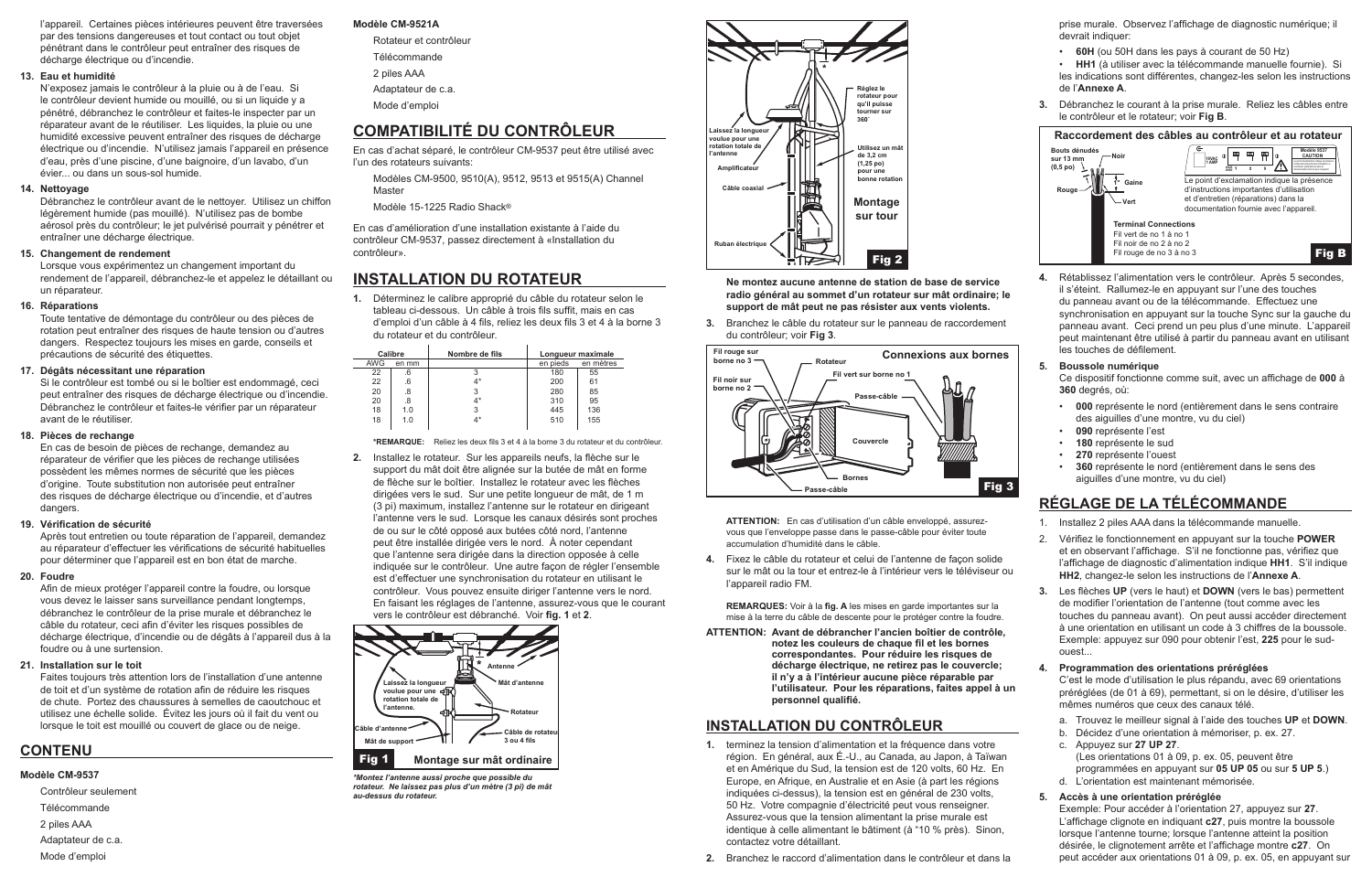l'appareil. Certaines pièces intérieures peuvent être traversées par des tensions dangereuses et tout contact ou tout objet pénétrant dans le contrôleur peut entraîner des risques de décharge électrique ou d'incendie.

**13. Eau et humidité**

N'exposez jamais le contrôleur à la pluie ou à de l'eau. Si le contrôleur devient humide ou mouillé, ou si un liquide y a pénétré, débranchez le contrôleur et faites-le inspecter par un réparateur avant de le réutiliser. Les liquides, la pluie ou une humidité excessive peuvent entraîner des risques de décharge électrique ou d'incendie. N'utilisez jamais l'appareil en présence d'eau, près d'une piscine, d'une baignoire, d'un lavabo, d'un évier... ou dans un sous-sol humide.

**14. Nettoyage**

Débranchez le contrôleur avant de le nettoyer. Utilisez un chiffon légèrement humide (pas mouillé). N'utilisez pas de bombe aérosol près du contrôleur; le jet pulvérisé pourrait y pénétrer et entraîner une décharge électrique.

**15. Changement de rendement**

Lorsque vous expérimentez un changement important du rendement de l'appareil, débranchez-le et appelez le détaillant ou un réparateur.

**16. Réparations**

Toute tentative de démontage du contrôleur ou des pièces de rotation peut entraîner des risques de haute tension ou d'autres dangers. Respectez toujours les mises en garde, conseils et précautions de sécurité des étiquettes.

**17. Dégâts nécessitant une réparation**

Si le contrôleur est tombé ou si le boîtier est endommagé, ceci peut entraîner des risques de décharge électrique ou d'incendie. Débranchez le contrôleur et faites-le vérifier par un réparateur avant de le réutiliser.

**18. Pièces de rechange**

En cas de besoin de pièces de rechange, demandez au réparateur de vérifier que les pièces de rechange utilisées possèdent les mêmes normes de sécurité que les pièces d'origine. Toute substitution non autorisée peut entraîner des risques de décharge électrique ou d'incendie, et d'autres dangers.

**19. Vérification de sécurité**

Après tout entretien ou toute réparation de l'appareil, demandez au réparateur d'effectuer les vérifications de sécurité habituelles pour déterminer que l'appareil est en bon état de marche.

**20. Foudre**

Afin de mieux protéger l'appareil contre la foudre, ou lorsque vous devez le laisser sans surveillance pendant longtemps, débranchez le contrôleur de la prise murale et débranchez le câble du rotateur, ceci afin d'éviter les risques possibles de décharge électrique, d'incendie ou de dégâts à l'appareil dus à la foudre ou à une surtension.

**21. Installation sur le toit**

Faites toujours très attention lors de l'installation d'une antenne de toit et d'un système de rotation afin de réduire les risques de chute. Portez des chaussures à semelles de caoutchouc et utilisez une échelle solide. Évitez les jours où il fait du vent ou lorsque le toit est mouillé ou couvert de glace ou de neige.

## CONTENU

**Modèle CM-9537**

Contrôleur seulement

Télécommande

2 piles AAA

Adaptateur de c.a.

Mode d'emploi

**Modèle CM-9521A**

Rotateur et contrôleur

Télécommande

2 piles AAA

Adaptateur de c.a.

Mode d'emploi

## COMPATIBILITÉ DU CONTRÔLEUR

En cas d'achat séparé, le contrôleur CM-9537 peut être utilisé avec l'un des rotateurs suivants:

Modèles CM-9500, 9510(A), 9512, 9513 et 9515(A) Channel Master

Modèle 15-1225 Radio Shack®

En cas d'amélioration d'une installation existante à l'aide du contrôleur CM-9537, passez directement à «Installation du contrôleur».

## INSTALLATION DU ROTATEUR

**1.** Déterminez le calibre approprié du câble du rotateur selon le tableau ci-dessous. Un câble à trois fils suffit, mais en cas d'emploi d'un câble à 4 fils, reliez les deux fils 3 et 4 à la borne 3 du rotateur et du contrôleur.

| Calibre | | Nombre de fils | Longueur maximale | |
|---|---|---|---|---|
| AWG | en mm | | en pieds | en mètres |
| 22 | .6 | 3 | 180 | 55 |
| 22 | .6 | 4* | 200 | 61 |
| 20 | .8 | 3 | 280 | 85 |
| 20 | .8 | 4* | 310 | 95 |
| 18 | 1.0 | 3 | 445 | 136 |
| 18 | 1.0 | 4* | 510 | 155 |

***REMARQUE:** Reliez les deux fils 3 et 4 à la borne 3 du rotateur et du contrôleur.

**2.** Installez le rotateur. Sur les appareils neufs, la flèche sur le support du mât doit être alignée sur la butée de mât en forme de flèche sur le boîtier. Installez le rotateur avec les flèches dirigées vers le sud. Sur une petite longueur de mât, de 1 m (3 pi) maximum, installez l'antenne sur le rotateur en dirigeant l'antenne vers le sud. Lorsque les canaux désirés sont proches de ou sur le côté opposé aux butées côté nord, l'antenne peut être installée dirigée vers le nord. À noter cependant que l'antenne sera dirigée dans la direction opposée à celle indiquée sur le contrôleur. Une autre façon de régler l'ensemble est d'effectuer une synchronisation du rotateur en utilisant le contrôleur. Vous pouvez ensuite diriger l'antenne vers le nord. En faisant les réglages de l'antenne, assurez-vous que le courant vers le contrôleur est débranché. Voir **fig. 1** et **2**.

Fig 1 — Montage sur mât ordinaire

Laissez la longueur voulue pour une rotation totale de l'antenne. — Antenne — Mât d'antenne — Rotateur — Câble d'antenne — Câble de rotateur 3 ou 4 fils — Mât de support

*Montez l'antenne aussi proche que possible du rotateur. Ne laissez pas plus d'un mètre (3 pi) de mât au-dessus du rotateur.*

Fig 2 — Montage sur tour

Laissez la longueur voulue pour une rotation totale de l'antenne — Réglez le rotateur pour qu'il puisse tourner sur 360˚ — Amplificateur — Utilisez un mât de 3,2 cm (1,25 po) pour une bonne rotation — Câble coaxial — Ruban électrique

**Ne montez aucune antenne de station de base de service radio général au sommet d'un rotateur sur mât ordinaire; le support de mât peut ne pas résister aux vents violents.**

**3.** Branchez le câble du rotateur sur le panneau de raccordement du contrôleur; voir **Fig 3**.

Fig 3 — Connexions aux bornes

Fil rouge sur borne no 3 — Rotateur — Fil vert sur borne no 1 — Fil noir sur borne no 2 — Passe-câble — Couvercle — Bornes — Passe-câble

**ATTENTION:** En cas d'utilisation d'un câble enveloppé, assurez-vous que l'enveloppe passe dans le passe-câble pour éviter toute accumulation d'humidité dans le câble.

**4.** Fixez le câble du rotateur et celui de l'antenne de façon solide sur le mât ou la tour et entrez-le à l'intérieur vers le téléviseur ou l'appareil radio FM.

**REMARQUES:** Voir à la **fig. A** les mises en garde importantes sur la mise à la terre du câble de descente pour le protéger contre la foudre.

**ATTENTION: Avant de débrancher l'ancien boîtier de contrôle, notez les couleurs de chaque fil et les bornes correspondantes. Pour réduire les risques de décharge électrique, ne retirez pas le couvercle; il n'y a à l'intérieur aucune pièce réparable par l'utilisateur. Pour les réparations, faites appel à un personnel qualifié.**

## INSTALLATION DU CONTRÔLEUR

**1.** terminez la tension d'alimentation et la fréquence dans votre région. En général, aux É.-U., au Canada, au Japon, à Taïwan et en Amérique du Sud, la tension est de 120 volts, 60 Hz. En Europe, en Afrique, en Australie et en Asie (à part les régions indiquées ci-dessus), la tension est en général de 230 volts, 50 Hz. Votre compagnie d'électricité peut vous renseigner. Assurez-vous que la tension alimentant la prise murale est identique à celle alimentant le bâtiment (à "10 % près). Sinon, contactez votre détaillant.

**2.** Branchez le raccord d'alimentation dans le contrôleur et dans la prise murale. Observez l'affichage de diagnostic numérique; il devrait indiquer:

- **60H** (ou 50H dans les pays à courant de 50 Hz)
- **HH1** (à utiliser avec la télécommande manuelle fournie). Si les indications sont différentes, changez-les selon les instructions de l'**Annexe A**.

**3.** Débranchez le courant à la prise murale. Reliez les câbles entre le contrôleur et le rotateur; voir **Fig B**.

Fig B — Raccordement des câbles au contrôleur et au rotateur

Bouts dénudés sur 13 mm (0,5 po) — Noir — Gaine — Rouge — Vert

Le point d'exclamation indique la présence d'instructions importantes d'utilisation et d'entretien (réparations) dans la documentation fournie avec l'appareil.

Terminal Connections
Fil vert de no 1 à no 1
Fil noir de no 2 à no 2
Fil rouge de no 3 à no 3

**4.** Rétablissez l'alimentation vers le contrôleur. Après 5 secondes, il s'éteint. Rallumez-le en appuyant sur l'une des touches du panneau avant ou de la télécommande. Effectuez une synchronisation en appuyant sur la touche Sync sur la gauche du panneau avant. Ceci prend un peu plus d'une minute. L'appareil peut maintenant être utilisé à partir du panneau avant en utilisant les touches de défilement.

**5. Boussole numérique**

Ce dispositif fonctionne comme suit, avec un affichage de **000** à **360** degrés, où:

- **000** représente le nord (entièrement dans le sens contraire des aiguilles d'une montre, vu du ciel)
- **090** représente l'est
- **180** représente le sud
- **270** représente l'ouest
- **360** représente le nord (entièrement dans le sens des aiguilles d'une montre, vu du ciel)

## RÉGLAGE DE LA TÉLÉCOMMANDE

1. Installez 2 piles AAA dans la télécommande manuelle.
2. Vérifiez le fonctionnement en appuyant sur la touche **POWER** et en observant l'affichage. S'il ne fonctionne pas, vérifiez que l'affichage de diagnostic d'alimentation indique **HH1**. S'il indique **HH2**, changez-le selon les instructions de l'**Annexe A**.
3. Les flèches **UP** (vers le haut) et **DOWN** (vers le bas) permettent de modifier l'orientation de l'antenne (tout comme avec les touches du panneau avant). On peut aussi accéder directement à une orientation en utilisant un code à 3 chiffres de la boussole. Exemple: appuyez sur 090 pour obtenir l'est, **225** pour le sud-ouest...
4. **Programmation des orientations préréglées**

   C'est le mode d'utilisation le plus répandu, avec 69 orientations préréglées (de 01 à 69), permettant, si on le désire, d'utiliser les mêmes numéros que ceux des canaux télé.

   a. Trouvez le meilleur signal à l'aide des touches **UP** et **DOWN**.
   b. Décidez d'une orientation à mémoriser, p. ex. 27.
   c. Appuyez sur **27 UP 27**.
      (Les orientations 01 à 09, p. ex. 05, peuvent être programmées en appuyant sur **05 UP 05** ou sur **5 UP 5**.)
   d. L'orientation est maintenant mémorisée.

5. **Accès à une orientation préréglée**

   Exemple: Pour accéder à l'orientation 27, appuyez sur **27**. L'affichage clignote en indiquant **c27**, puis montre la boussole lorsque l'antenne tourne; lorsque l'antenne atteint la position désirée, le clignotement arrête et l'affichage montre **c27**. On peut accéder aux orientations 01 à 09, p. ex. 05, en appuyant sur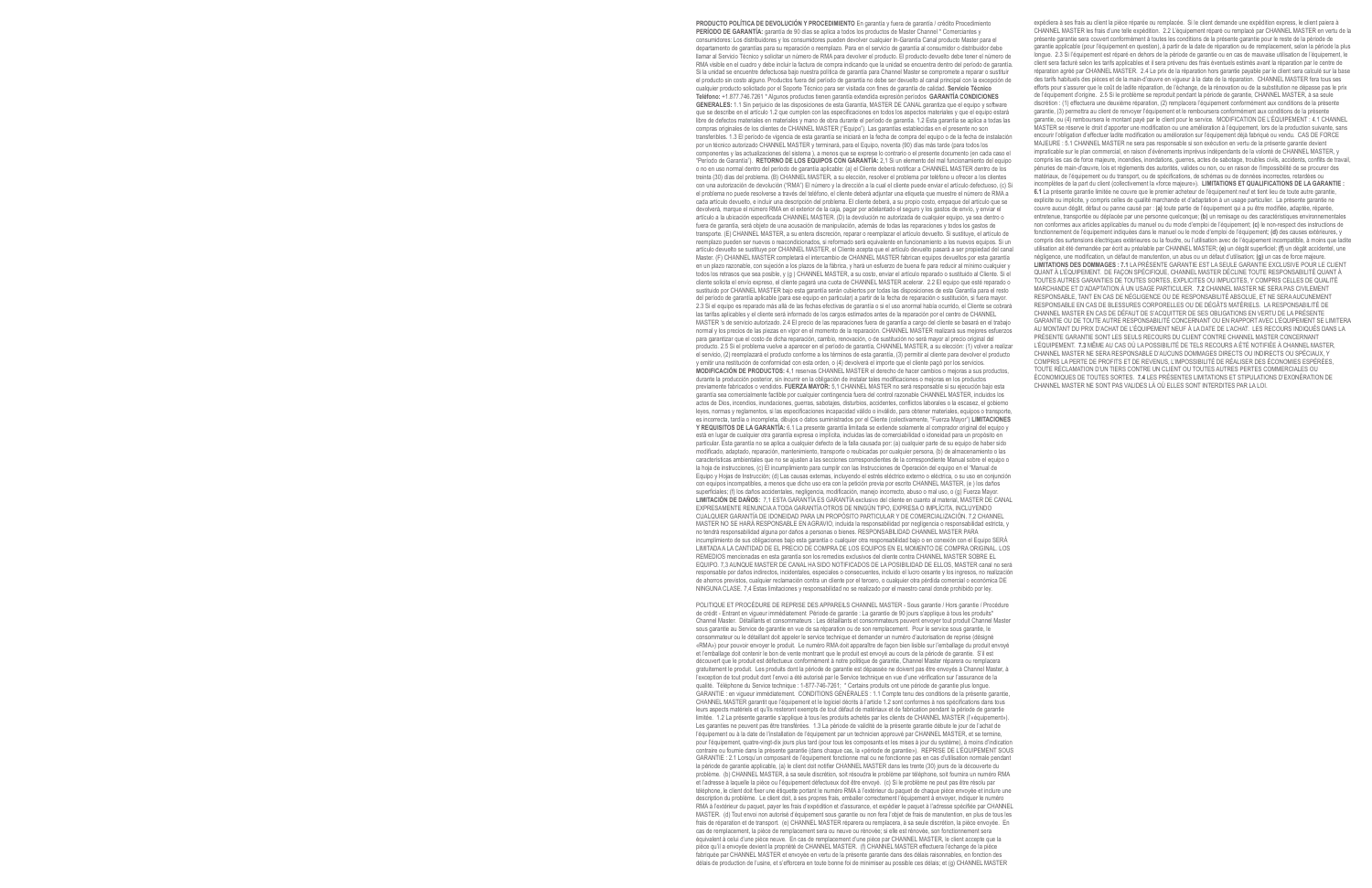**PRODUCTO POLÍTICA DE DEVOLUCIÓN Y PROCEDIMIENTO** En garantía y fuera de garantía / crédito Procedimiento **PERÍODO DE GARANTÍA:** garantía de 90 días se aplica a todos los productos de Master Channel * Comerciantes y consumidores: Los distribuidores y los consumidores pueden devolver cualquier In-Garantía Canal producto Master para el departamento de garantías para su reparación o reemplazo. Para en el servicio de garantía el consumidor o distribuidor debe llamar al Servicio Técnico y solicitar un número de RMA para devolver el producto. El producto devuelto debe tener el número de RMA visible en el cuadro y debe incluir la factura de compra indicando que la unidad se encuentra dentro del período de garantía. Si la unidad se encuentra defectuosa bajo nuestra política de garantía para Channel Master se compromete a reparar o sustituir el producto sin costo alguno. Productos fuera del período de garantía no debe ser devuelto al canal principal con la excepción de cualquier producto solicitado por el Soporte Técnico para ser visitada con fines de garantía de calidad. **Servicio Técnico Teléfono:** +1.877.746.7261 * Algunos productos tienen garantía extendida expresión período. **GARANTÍA CONDICIONES GENERALES:** 1.1 Sin perjuicio de las disposiciones de esta Garantía, MASTER DE CANAL garantiza que el equipo y software que se describe en el artículo 1.2 que cumplen con las especificaciones en todos los aspectos materiales y que el equipo estará libre de defectos materiales y mano de obra durante el período de garantía. 1.2 Esta garantía se aplica a todas las compras originales de los clientes de CHANNEL MASTER ("Equipo"). Las garantías establecidas en el presente no son transferibles. 1.3 El período de vigencia de esta garantía se iniciará en la fecha de compra del equipo o de la fecha de instalación por un técnico autorizado CHANNEL MASTER y terminará, para el Equipo, noventa (90) días más tarde (para todos los componentes y las actualizaciones del sistema ), a menos que se exprese lo contrario o el presente documento (en cada caso el "Período de Garantía"). **RETORNO DE LOS EQUIPOS CON GARANTÍA:** 2,1 Si un elemento del mal funcionamiento del equipo o no en uso normal dentro del período de garantía aplicable: (a) el Cliente deberá notificar a CHANNEL MASTER dentro de los treinta (30) días del problema. (B) CHANNEL MASTER, a su elección, resolver el problema por teléfono u ofrecer a los clientes con una autorización de devolución ("RMA") El número y la dirección a la cual el cliente puede enviar el artículo defectuoso, (c) Si el problema no puede resolverse a través del teléfono, el cliente deberá adjuntar una etiqueta que muestre el número de RMA a cada artículo devuelto, e incluir una descripción del problema. El cliente deberá, a su propio costo, empaque del artículo que se devolverá, marque el número RMA en el exterior de la caja, pagar por adelantado el seguro y los gastos de envío, y enviar el artículo a la ubicación especificada CHANNEL MASTER. (D) la devolución no autorizada de cualquier equipo, ya sea dentro o fuera de garantía, será objeto de una acusación de manipulación, además de todas las reparaciones y todos los gastos de transporte. (E) CHANNEL MASTER, a su entera discreción, reparar o reemplazar el artículo devuelto. Si sustituye, el artículo de reemplazo pueden ser nuevos o reacondicionados, si reformado será equivalente en funcionamiento a los nuevos equipos. Si un artículo devuelto se sustituye por CHANNEL MASTER, el Cliente acepta que el artículo devuelto pasará a ser propiedad del canal Master. (F) CHANNEL MASTER completará el intercambio de CHANNEL MASTER fabrican equipos devueltos por esta garantía en un plazo razonable, con sujeción a los plazos de la fábrica, y hará un esfuerzo de buena fe para reducir al mínimo cualquier y todos los retrasos que sea posible, y (g ) CHANNEL MASTER, a su costo, enviar el artículo reparado o sustituido al Cliente. Si el cliente solicita el envío expreso, el cliente pagará una cuota de CHANNEL MASTER acelerar. 2.2 El equipo que esté reparado o sustituido por CHANNEL MASTER bajo esta garantía serán cubiertos por todas las disposiciones de esta Garantía para el resto del período de garantía aplicable (para ese equipo en particular) a partir de la fecha de reparación o sustitución, si fuera mayor. 2.3 Si el equipo es reparado más allá de las fechas efectivas de garantía o si el uso anormal había ocurrido, el Cliente se cobrará las tarifas aplicables y el cliente será informado de los cargos estimados antes de la reparación por el centro de CHANNEL MASTER 's de servicio autorizado. 2.4 El precio de las reparaciones fuera de garantía a cargo del cliente se basará en el trabajo normal y los precios de las piezas en vigor en el momento de la reparación. CHANNEL MASTER realizará sus mejores esfuerzos para garantizar que el costo de dicha reparación, cambio, renovación, o de sustitución no será mayor al precio original del producto. 2.5 Si el problema vuelve a aparecer en el período de garantía, CHANNEL MASTER, a su elección: (1) volver a realizar el servicio, (2) reemplazará el producto conforme a los términos de esta garantía, (3) permitir al cliente para devolver el producto y emitir una restitución de conformidad con esta orden, o (4) devolverá el importe que el cliente pagó por los servicios. **MODIFICACIÓN DE PRODUCTOS:** 4, 1 reservas CHANNEL MASTER el derecho de hacer cambios o mejoras a sus productos, durante la producción posterior, sin incurrir en la obligación de instalar tales modificaciones o mejoras en los productos previamente fabricados o vendidos. **FUERZA MAYOR:** 5,1 CHANNEL MASTER no será responsable si su ejecución bajo esta garantía sea comercialmente factible por cualquier contingencia fuera del control razonable CHANNEL MASTER, incluidos los actos de Dios, incendios, inundaciones, guerras, sabotajes, disturbios, accidentes, conflictos laborales o la escasez, el gobierno leyes, normas y reglamentos, si las especificaciones incapacidad válido o inválido, para obtener materiales, equipos o transporte, es incorrecta, tardía o incompleta, dibujos o datos suministrados por el Cliente (colectivamente, "Fuerza Mayor") **LIMITACIONES Y REQUISITOS DE LA GARANTÍA:** 6.1 La presente garantía limitada se extiende solamente al comprador original del equipo y está en lugar de cualquier otra garantía expresa o implícita, incluidas las de comerciabilidad o idoneidad para un propósito en particular. Esta garantía no se aplica a cualquier defecto de la falla causada por: (a) cualquier parte de su equipo de haber sido modificado, adaptado, reparación, mantenimiento, transporte o reubicadas por cualquier persona, (b) de almacenamiento o las características ambientales que no se ajusten a las secciones correspondientes de la correspondiente Manual sobre el equipo o la hoja de instrucciones, (c) El incumplimiento para cumplir con las Instrucciones de Operación del equipo en el "Manual de Equipo y Hojas de Instrucción; (d) Las causas externas, incluyendo el estrés eléctrico externo o eléctrica, o su uso en conjunción con equipos incompatibles, a menos que dicho uso era con la petición previa por escrito CHANNEL MASTER, (e ) los daños superficiales; (f) los daños accidentales, negligencia, modificación, manejo incorrecto, abuso o mal uso, o (g) Fuerza Mayor. **LIMITACIÓN DE DAÑOS:** 7,1 ESTA GARANTÍA ES GARANTÍA exclusivo del cliente en cuanto al material, MASTER DE CANAL EXPRESAMENTE RENUNCIA A TODA GARANTÍA OTROS DE NINGÚN TIPO, EXPRESA O IMPLÍCITA, INCLUYENDO CUALQUIER GARANTÍA DE IDONEIDAD PARA UN PROPÓSITO PARTICULAR Y DE COMERCIALIZACIÓN. 7.2 CHANNEL MASTER NO SE HARÁ RESPONSABLE EN AGRAVIO, incluida la responsabilidad por negligencia o responsabilidad estricta, y no tendrá responsabilidad alguna por daños a personas o bienes. RESPONSABILIDAD CHANNEL MASTER PARA incumplimiento de sus obligaciones bajo esta garantía o cualquier otra responsabilidad bajo o en conexión con el Equipo SERÁ LIMITADA A LA CANTIDAD DE EL PRECIO DE COMPRA DE LOS EQUIPOS EN EL MOMENTO DE COMPRA ORIGINAL. LOS REMEDIOS mencionadas en esta garantía son los remedios exclusivos del cliente contra CHANNEL MASTER SOBRE EL EQUIPO. 7,3 AUNQUE MASTER DE CANAL HA SIDO NOTIFICADOS DE LA POSIBILIDAD DE ELLOS, MASTER canal no será responsable por daños indirectos, incidentales, especiales o consecuentes, incluido el lucro cesante y los ingresos, no realización de ahorros previstos, cualquier reclamación contra un cliente por el tercero, o cualquier otra pérdida comercial o económica DE NINGUNA CLASE. 7,4 Estas limitaciones y responsabilidad no se realizado por el maestro canal donde prohibido por ley.

POLITIQUE ET PROCÉDURE DE REPRISE DES APPAREILS CHANNEL MASTER - Sous garantie / Hors garantie / Procédure de crédit - Entrant en vigueur immédiatement Période de garantie : La garantie de 90 jours s'applique à tous les produits* Channel Master. Détaillants et consommateurs : Les détaillants et consommateurs peuvent envoyer tout produit Channel Master sous garantie au Service de garantie en vue de sa réparation ou de son remplacement. Pour le service sous garantie, le consommateur ou le détaillant doit appeler le service technique et demander un numéro d'autorisation de reprise (désigné «RMA») pour pouvoir envoyer le produit. Le numéro RMA doit apparaître de façon bien lisible sur l'emballage du produit envoyé et l'emballage doit contenir le bon de vente montrant que le produit est envoyé au cours de la période de garantie. S'il est découvert que le produit est défectueux conformément à notre politique de garantie, Channel Master réparera ou remplacera gratuitement le produit. Les produits dont la période de garantie est dépassée ne doivent pas être envoyés à Channel Master, à l'exception de tout produit dont l'envoi a été autorisé par le Service technique en vue d'une vérification sur l'assurance de la qualité. Téléphone du Service technique : 1-877-746-7261; * Certains produits ont une période de garantie plus longue. GARANTIE : en vigueur immédiatement. CONDITIONS GÉNÉRALES : 1.1 Compte tenu des conditions de la présente garantie, CHANNEL MASTER garantit que l'équipement et le logiciel décrits à l'article 1.2 sont conformes à nos spécifications dans tous leurs aspects matériels et qu'ils resteront exempts de tout défaut de matériaux et de fabrication pendant la période de garantie limitée. 1.2 La présente garantie s'applique à tous les produits achetés par les clients de CHANNEL MASTER («l'équipement»). Les garanties ne peuvent pas être transférées. 1.3 La période de validité de la présente garantie débute le jour de l'achat de l'équipement ou à la date de l'installation de l'équipement par un technicien approuvé par CHANNEL MASTER, et se termine, pour l'équipement, quatre-vingt-dix jours plus tard (pour tous les composants et les mises à jour du système), à moins d'indication contraire ou fournie dans la présente garantie (dans chaque cas, la «période de garantie»). REPRISE DE L'ÉQUIPEMENT SOUS GARANTIE : 2.1 Lorsqu'un composant de l'équipement fonctionne mal ou ne fonctionne pas en cas d'utilisation normale pendant la période de garantie applicable, (a) le client doit notifier CHANNEL MASTER dans les trente (30) jours de la découverte du problème. (b) CHANNEL MASTER, à sa seule discrétion, soit résoudra le problème par téléphone, soit fournira un numéro RMA et l'adresse à laquelle la pièce ou l'équipement défectueux doit être envoyé. (c) Si le problème ne peut pas être résolu par téléphone, le client doit fixer une étiquette portant le numéro RMA à l'extérieur du paquet de chaque pièce envoyée et inclure une description du problème. Le client doit, à ses propres frais, emballer correctement l'équipement à envoyer, indiquer le numéro RMA à l'extérieur du paquet, payer les frais d'expédition et d'assurance, et expédier le paquet à l'adresse spécifiée par CHANNEL MASTER. (d) Tout envoi non autorisé d'équipement sous garantie ou non fera l'objet de frais de manutention, en plus de tous les frais de réparation et de transport. (e) CHANNEL MASTER réparera ou remplacera, à sa seule discrétion, la pièce envoyée. En cas de remplacement, la pièce de remplacement sera ou neuve ou rénovée; si elle est rénovée, son fonctionnement sera équivalent à celui d'une pièce neuve. En cas de remplacement d'une pièce par CHANNEL MASTER, le client accepte que la pièce qu'il a envoyée devient la propriété de CHANNEL MASTER. (f) CHANNEL MASTER effectuera l'échange de la pièce fabriquée par CHANNEL MASTER et envoyée en vertu de la présente garantie dans des délais raisonnables, en fonction des délais de production de l'usine, et s'efforcera en toute bonne foi de minimiser au possible ces délais; et (g) CHANNEL MASTER expédiera à ses frais au client la pièce réparée ou remplacée. Si le client demande une expédition express, le client paiera à CHANNEL MASTER les frais d'une telle expédition. 2.2 L'équipement réparé ou remplacé par CHANNEL MASTER en vertu de la présente garantie sera couvert conformément à toutes les conditions de la présente garantie pour le reste de la période de garantie applicable (pour l'équipement en question), à partir de la date de réparation ou de remplacement, selon la période la plus longue. 2.3 Si l'équipement est réparé en dehors de la période de garantie ou en cas de mauvaise utilisation de l'équipement, le client sera facturé selon les tarifs applicables et il sera prévenu des frais éventuels estimés avant la réparation par le centre de réparation agréé par CHANNEL MASTER. 2.4 Le prix de la réparation hors garantie payable par le client sera calculé sur la base des tarifs habituels des pièces et de la main-d'œuvre en vigueur à la date de la réparation. CHANNEL MASTER fera tous ses efforts pour s'assurer que le coût de ladite réparation, de l'échange, de la rénovation ou de la substitution ne dépasse pas le prix de l'équipement d'origine. 2.5 Si le problème se reproduit pendant la période de garantie, CHANNEL MASTER, à sa seule discrétion : (1) effectuera une deuxième réparation, (2) remplacera l'équipement conformément aux conditions de la présente garantie, (3) permettra au client de renvoyer l'équipement et le remboursera conformément aux conditions de la présente garantie, ou (4) remboursera le montant payé par le client pour le service. MODIFICATION DE L'ÉQUIPEMENT : 4.1 CHANNEL MASTER se réserve le droit d'apporter une modification ou une amélioration à l'équipement, lors de la production suivante, sans encourir l'obligation d'effectuer ladite modification ou amélioration sur l'équipement déjà fabriqué ou vendu. CAS DE FORCE MAJEURE : 5.1 CHANNEL MASTER ne sera pas responsable si son exécution en vertu de la présente garantie devient impraticable sur le plan commercial, en raison d'événements imprévus indépendants de la volonté de CHANNEL MASTER, y compris les cas de force majeure, incendies, inondations, guerres, actes de sabotage, troubles civils, accidents, conflits de travail, pénuries de main-d'œuvre, lois et règlements des autorités, valides ou non, ou en raison de l'impossibilité de se procurer des matériaux, de l'équipement ou du transport, ou de spécifications, de schémas ou de données incorrectes, retardées ou incomplètes de la part du client (collectivement la «force majeure»). **LIMITATIONS ET QUALIFICATIONS DE LA GARANTIE : 6.1** La présente garantie limitée ne couvre que le premier acheteur de l'équipement neuf et tient lieu de toute autre garantie, explicite ou implicite, y compris celles de qualité marchande et d'adaptation à un usage particulier. La présente garantie ne couvre aucun dégât, défaut ou panne causé par : **(a)** toute partie de l'équipement qui a pu être modifiée, adaptée, réparée, entretenue, transportée ou déplacée par une personne quelconque; **(b)** un remisage ou des caractéristiques environnementales non conformes aux articles applicables du manuel ou du mode d'emploi de l'équipement; **(c)** le non-respect des instructions de fonctionnement de l'équipement indiquées dans le manuel ou le mode d'emploi de l'équipement; **(d)** des causes extérieures, y compris des surtensions électriques extérieures ou la foudre, ou l'utilisation avec de l'équipement incompatible, à moins que ladite utilisation ait été demandée par écrit au préalable par CHANNEL MASTER; **(e)** un dégât superficiel; **(f)** un dégât accidentel, une négligence, une modification, un défaut de manutention, un abus ou un défaut d'utilisation; **(g)** un cas de force majeure. **LIMITATIONS DES DOMMAGES : 7.1** LA PRÉSENTE GARANTIE EST LA SEULE GARANTIE EXCLUSIVE POUR LE CLIENT QUANT À L'ÉQUIPEMENT. DE FAÇON SPÉCIFIQUE, CHANNEL MASTER DÉCLINE TOUTE RESPONSABILITÉ QUANT À TOUTES AUTRES GARANTIES DE TOUTES SORTES, EXPLICITES OU IMPLICITES, Y COMPRIS CELLES DE QUALITÉ MARCHANDE ET D'ADAPTATION À UN USAGE PARTICULIER. **7.2** CHANNEL MASTER NE SERA PAS CIVILEMENT RESPONSABLE, TANT EN CAS DE NÉGLIGENCE OU DE RESPONSABILITÉ ABSOLUE, ET NE SERA AUCUNEMENT RESPONSABLE EN CAS DE BLESSURES CORPORELLES OU DE DÉGÂTS MATÉRIELS. LA RESPONSABILITÉ DE CHANNEL MASTER EN CAS DE DÉFAUT DE S'ACQUITTER DE SES OBLIGATIONS EN VERTU DE LA PRÉSENTE GARANTIE OU DE TOUTE AUTRE RESPONSABILITÉ CONCERNANT OU EN RAPPORT AVEC L'ÉQUIPEMENT SE LIMITERA AU MONTANT DU PRIX D'ACHAT DE L'ÉQUIPEMENT NEUF À LA DATE DE L'ACHAT. LES RECOURS INDIQUÉS DANS LA PRÉSENTE GARANTIE SONT LES SEULS RECOURS DU CLIENT CONTRE CHANNEL MASTER CONCERNANT L'ÉQUIPEMENT. **7.3** MÊME AU CAS OÙ LA POSSIBILITÉ DE TELS RECOURS A ÉTÉ NOTIFIÉE À CHANNEL MASTER, CHANNEL MASTER NE SERA RESPONSABLE D'AUCUNS DOMMAGES DIRECTS OU INDIRECTS OU SPÉCIAUX, Y COMPRIS LA PERTE DE PROFITS ET DE REVENUS, L'IMPOSSIBILITÉ DE RÉALISER DES ÉCONOMIES ESPÉRÉES, TOUTE RÉCLAMATION D'UN TIERS CONTRE UN CLIENT OU TOUTES AUTRES PERTES COMMERCIALES OU ÉCONOMIQUES DE TOUTES SORTES. **7.4** LES PRÉSENTES LIMITATIONS ET STIPULATIONS D'EXONÉRATION DE CHANNEL MASTER NE SONT PAS VALIDES LÀ OÙ ELLES SONT INTERDITES PAR LA LOI.